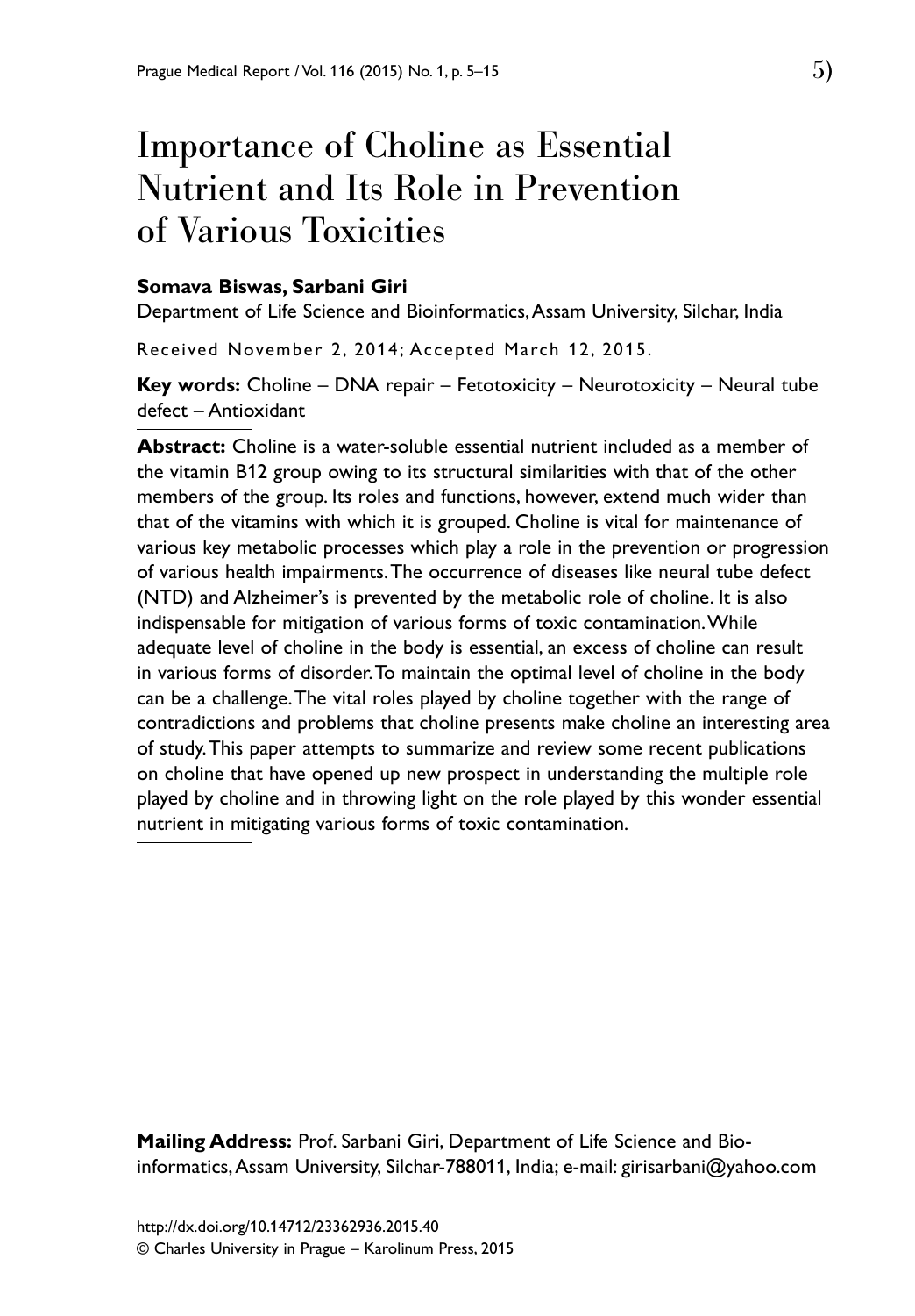# Importance of Choline as Essential Nutrient and Its Role in Prevention of Various Toxicities

**Somava Biswas, Sarbani Giri**

Department of Life Science and Bioinformatics, Assam University, Silchar, India

Received November 2, 2014; Accepted March 12, 2015.

**Key words:** Choline – DNA repair – Fetotoxicity – Neurotoxicity – Neural tube defect – Antioxidant

**Abstract:** Choline is a water-soluble essential nutrient included as a member of the vitamin B12 group owing to its structural similarities with that of the other members of the group. Its roles and functions, however, extend much wider than that of the vitamins with which it is grouped. Choline is vital for maintenance of various key metabolic processes which play a role in the prevention or progression of various health impairments. The occurrence of diseases like neural tube defect (NTD) and Alzheimer's is prevented by the metabolic role of choline. It is also indispensable for mitigation of various forms of toxic contamination. While adequate level of choline in the body is essential, an excess of choline can result in various forms of disorder. To maintain the optimal level of choline in the body can be a challenge. The vital roles played by choline together with the range of contradictions and problems that choline presents make choline an interesting area of study. This paper attempts to summarize and review some recent publications on choline that have opened up new prospect in understanding the multiple role played by choline and in throwing light on the role played by this wonder essential nutrient in mitigating various forms of toxic contamination.

**Mailing Address:** Prof. Sarbani Giri, Department of Life Science and Bioinformatics, Assam University, Silchar-788011, India; e-mail: girisarbani@yahoo.com

http://dx.doi.org/10.14712/23362936.2015.40

© Charles University in Prague – Karolinum Press, 2015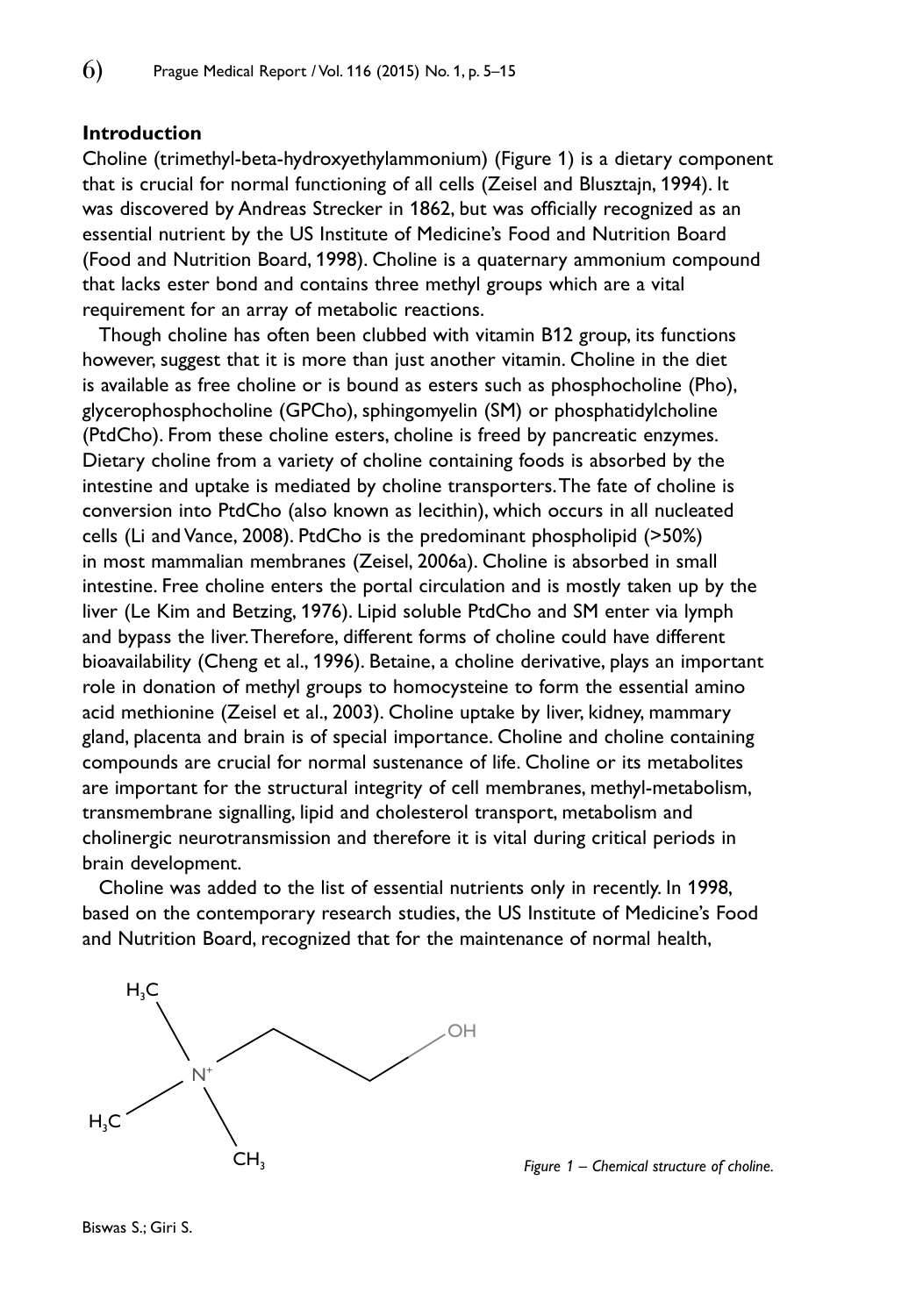## Introduction

Choline (trimethyl-beta-hydroxyethylammonium) (Figure 1) is a dietary component that is crucial for normal functioning of all cells (Zeisel and Blusztajn, 1994). It was discovered by Andreas Strecker in 1862, but was officially recognized as an essential nutrient by the US Institute of Medicine's Food and Nutrition Board (Food and Nutrition Board, 1998). Choline is a quaternary ammonium compound that lacks ester bond and contains three methyl groups which are a vital requirement for an array of metabolic reactions.

Though choline has often been clubbed with vitamin B12 group, its functions however, suggest that it is more than just another vitamin. Choline in the diet is available as free choline or is bound as esters such as phosphocholine (Pho), glycerophosphocholine (GPCho), sphingomyelin (SM) or phosphatidylcholine (PtdCho). From these choline esters, choline is freed by pancreatic enzymes. Dietary choline from a variety of choline containing foods is absorbed by the intestine and uptake is mediated by choline transporters. The fate of choline is conversion into PtdCho (also known as lecithin), which occurs in all nucleated cells (Li and Vance, 2008). PtdCho is the predominant phospholipid (>50%) in most mammalian membranes (Zeisel, 2006a). Choline is absorbed in small intestine. Free choline enters the portal circulation and is mostly taken up by the liver (Le Kim and Betzing, 1976). Lipid soluble PtdCho and SM enter via lymph and bypass the liver. Therefore, different forms of choline could have different bioavailability (Cheng et al., 1996). Betaine, a choline derivative, plays an important role in donation of methyl groups to homocysteine to form the essential amino acid methionine (Zeisel et al., 2003). Choline uptake by liver, kidney, mammary gland, placenta and brain is of special importance. Choline and choline containing compounds are crucial for normal sustenance of life. Choline or its metabolites are important for the structural integrity of cell membranes, methyl-metabolism, transmembrane signalling, lipid and cholesterol transport, metabolism and cholinergic neurotransmission and therefore it is vital during critical periods in brain development.

Choline was added to the list of essential nutrients only in recently. In 1998, based on the contemporary research studies, the US Institute of Medicine's Food and Nutrition Board, recognized that for the maintenance of normal health,

*Figure 1 – Chemical structure of choline.*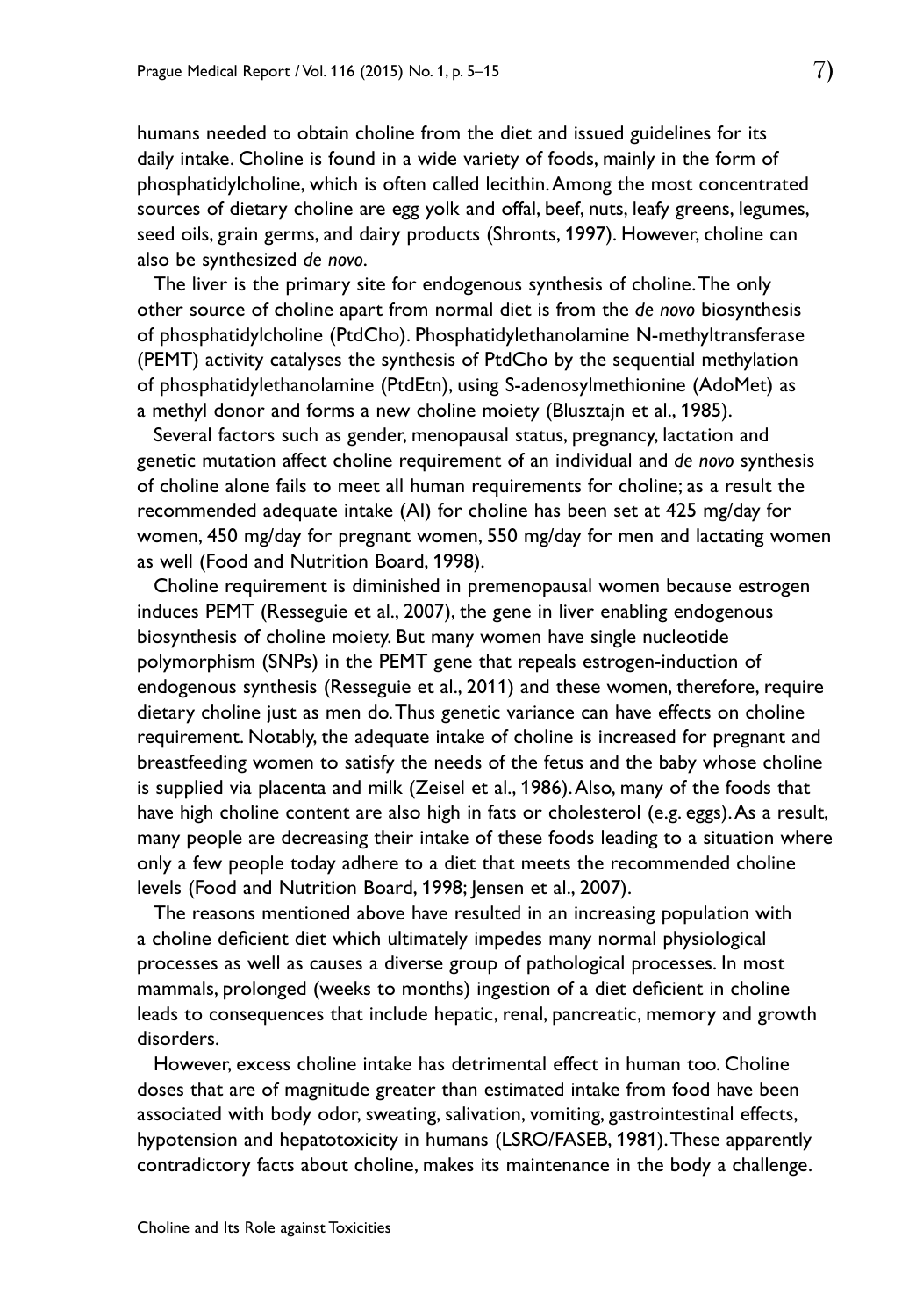humans needed to obtain choline from the diet and issued guidelines for its daily intake. Choline is found in a wide variety of foods, mainly in the form of phosphatidylcholine, which is often called lecithin. Among the most concentrated sources of dietary choline are egg yolk and offal, beef, nuts, leafy greens, legumes, seed oils, grain germs, and dairy products (Shronts, 1997). However, choline can also be synthesized *de novo*.

The liver is the primary site for endogenous synthesis of choline. The only other source of choline apart from normal diet is from the *de novo* biosynthesis of phosphatidylcholine (PtdCho). Phosphatidylethanolamine N-methyltransferase (PEMT) activity catalyses the synthesis of PtdCho by the sequential methylation of phosphatidylethanolamine (PtdEtn), using S-adenosylmethionine (AdoMet) as a methyl donor and forms a new choline moiety (Blusztajn et al., 1985).

Several factors such as gender, menopausal status, pregnancy, lactation and genetic mutation affect choline requirement of an individual and *de novo* synthesis of choline alone fails to meet all human requirements for choline; as a result the recommended adequate intake (AI) for choline has been set at 425 mg/day for women, 450 mg/day for pregnant women, 550 mg/day for men and lactating women as well (Food and Nutrition Board, 1998).

Choline requirement is diminished in premenopausal women because estrogen induces PEMT (Resseguie et al., 2007), the gene in liver enabling endogenous biosynthesis of choline moiety. But many women have single nucleotide polymorphism (SNPs) in the PEMT gene that repeals estrogen-induction of endogenous synthesis (Resseguie et al., 2011) and these women, therefore, require dietary choline just as men do. Thus genetic variance can have effects on choline requirement. Notably, the adequate intake of choline is increased for pregnant and breastfeeding women to satisfy the needs of the fetus and the baby whose choline is supplied via placenta and milk (Zeisel et al., 1986). Also, many of the foods that have high choline content are also high in fats or cholesterol (e.g. eggs). As a result, many people are decreasing their intake of these foods leading to a situation where only a few people today adhere to a diet that meets the recommended choline levels (Food and Nutrition Board, 1998; Jensen et al., 2007).

The reasons mentioned above have resulted in an increasing population with a choline deficient diet which ultimately impedes many normal physiological processes as well as causes a diverse group of pathological processes. In most mammals, prolonged (weeks to months) ingestion of a diet deficient in choline leads to consequences that include hepatic, renal, pancreatic, memory and growth disorders.

However, excess choline intake has detrimental effect in human too. Choline doses that are of magnitude greater than estimated intake from food have been associated with body odor, sweating, salivation, vomiting, gastrointestinal effects, hypotension and hepatotoxicity in humans (LSRO/FASEB, 1981). These apparently contradictory facts about choline, makes its maintenance in the body a challenge.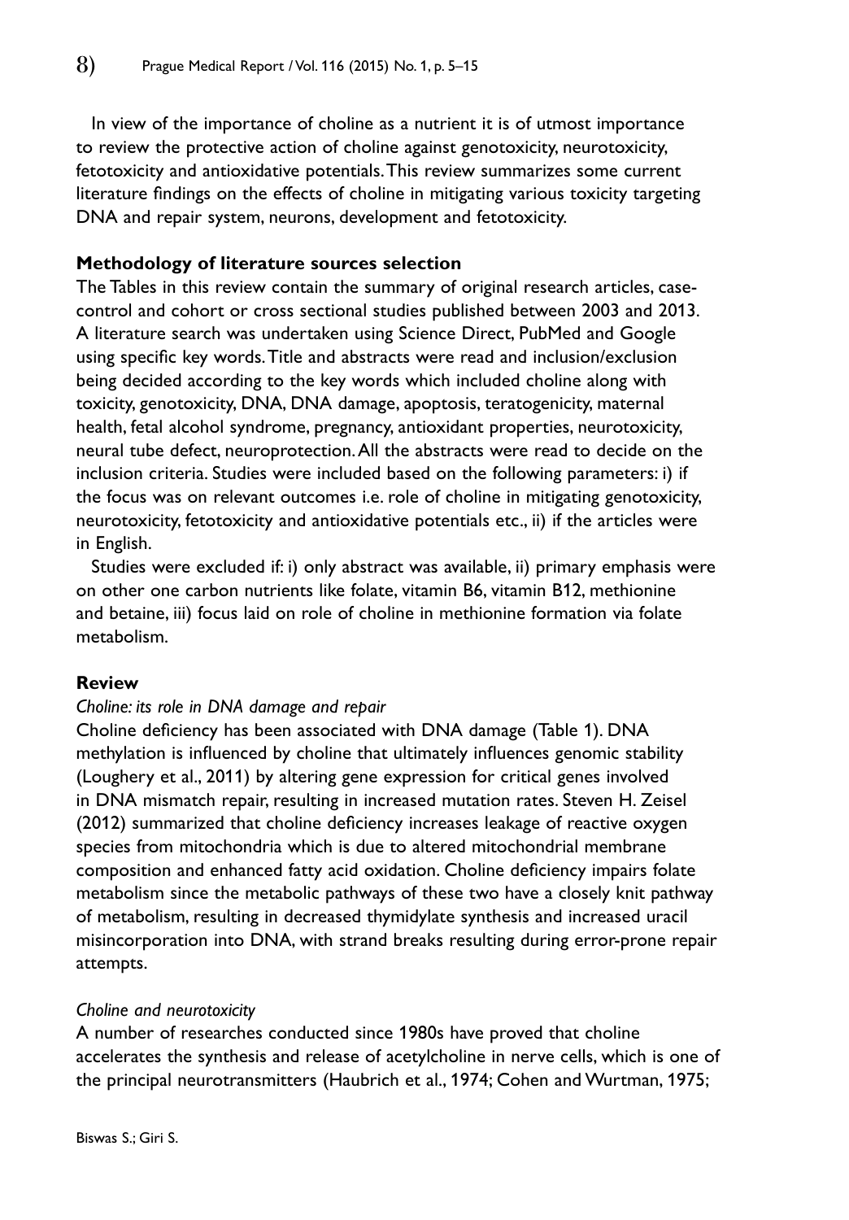In view of the importance of choline as a nutrient it is of utmost importance to review the protective action of choline against genotoxicity, neurotoxicity, fetotoxicity and antioxidative potentials. This review summarizes some current literature findings on the effects of choline in mitigating various toxicity targeting DNA and repair system, neurons, development and fetotoxicity.

## Methodology of literature sources selection

The Tables in this review contain the summary of original research articles, case-control and cohort or cross sectional studies published between 2003 and 2013. A literature search was undertaken using Science Direct, PubMed and Google using specific key words. Title and abstracts were read and inclusion/exclusion being decided according to the key words which included choline along with toxicity, genotoxicity, DNA, DNA damage, apoptosis, teratogenicity, maternal health, fetal alcohol syndrome, pregnancy, antioxidant properties, neurotoxicity, neural tube defect, neuroprotection. All the abstracts were read to decide on the inclusion criteria. Studies were included based on the following parameters: i) if the focus was on relevant outcomes i.e. role of choline in mitigating genotoxicity, neurotoxicity, fetotoxicity and antioxidative potentials etc., ii) if the articles were in English.

Studies were excluded if: i) only abstract was available, ii) primary emphasis were on other one carbon nutrients like folate, vitamin B6, vitamin B12, methionine and betaine, iii) focus laid on role of choline in methionine formation via folate metabolism.

## Review

### *Choline: its role in DNA damage and repair*

Choline deficiency has been associated with DNA damage (Table 1). DNA methylation is influenced by choline that ultimately influences genomic stability (Loughery et al., 2011) by altering gene expression for critical genes involved in DNA mismatch repair, resulting in increased mutation rates. Steven H. Zeisel (2012) summarized that choline deficiency increases leakage of reactive oxygen species from mitochondria which is due to altered mitochondrial membrane composition and enhanced fatty acid oxidation. Choline deficiency impairs folate metabolism since the metabolic pathways of these two have a closely knit pathway of metabolism, resulting in decreased thymidylate synthesis and increased uracil misincorporation into DNA, with strand breaks resulting during error-prone repair attempts.

### *Choline and neurotoxicity*

A number of researches conducted since 1980s have proved that choline accelerates the synthesis and release of acetylcholine in nerve cells, which is one of the principal neurotransmitters (Haubrich et al., 1974; Cohen and Wurtman, 1975;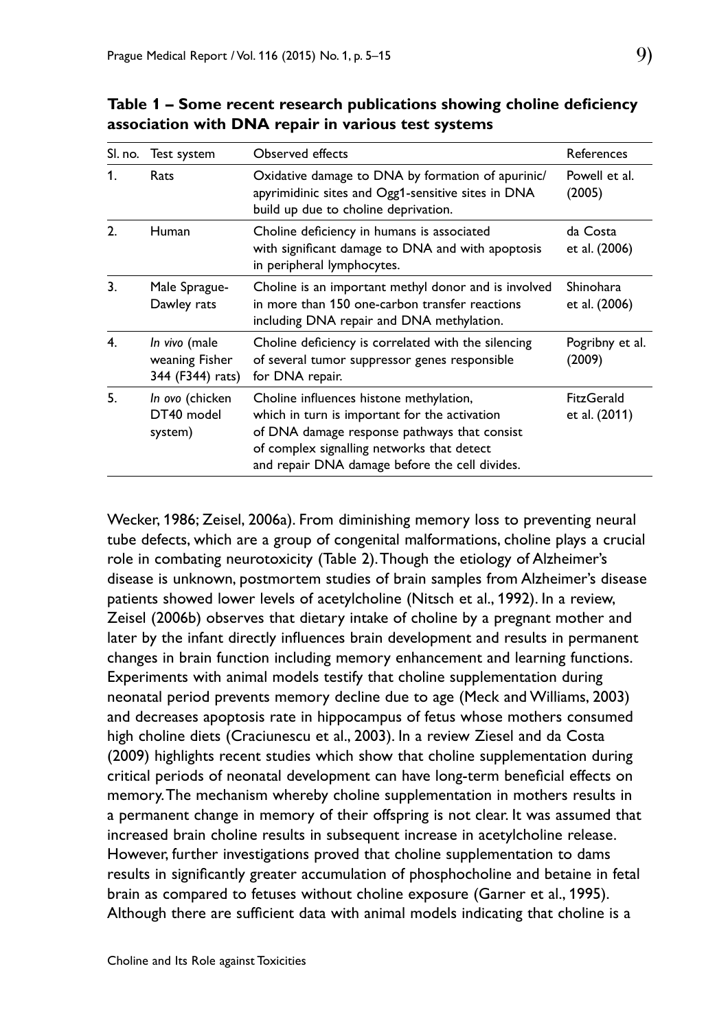**Table 1 – Some recent research publications showing choline deficiency association with DNA repair in various test systems**

| Sl. no. | Test system | Observed effects | References |
|---|---|---|---|
| 1. | Rats | Oxidative damage to DNA by formation of apurinic/apyrimidinic sites and Ogg1-sensitive sites in DNA build up due to choline deprivation. | Powell et al. (2005) |
| 2. | Human | Choline deficiency in humans is associated with significant damage to DNA and with apoptosis in peripheral lymphocytes. | da Costa et al. (2006) |
| 3. | Male Sprague-Dawley rats | Choline is an important methyl donor and is involved in more than 150 one-carbon transfer reactions including DNA repair and DNA methylation. | Shinohara et al. (2006) |
| 4. | *In vivo* (male weaning Fisher 344 (F344) rats) | Choline deficiency is correlated with the silencing of several tumor suppressor genes responsible for DNA repair. | Pogribny et al. (2009) |
| 5. | *In ovo* (chicken DT40 model system) | Choline influences histone methylation, which in turn is important for the activation of DNA damage response pathways that consist of complex signalling networks that detect and repair DNA damage before the cell divides. | FitzGerald et al. (2011) |

Wecker, 1986; Zeisel, 2006a). From diminishing memory loss to preventing neural tube defects, which are a group of congenital malformations, choline plays a crucial role in combating neurotoxicity (Table 2). Though the etiology of Alzheimer's disease is unknown, postmortem studies of brain samples from Alzheimer's disease patients showed lower levels of acetylcholine (Nitsch et al., 1992). In a review, Zeisel (2006b) observes that dietary intake of choline by a pregnant mother and later by the infant directly influences brain development and results in permanent changes in brain function including memory enhancement and learning functions. Experiments with animal models testify that choline supplementation during neonatal period prevents memory decline due to age (Meck and Williams, 2003) and decreases apoptosis rate in hippocampus of fetus whose mothers consumed high choline diets (Craciunescu et al., 2003). In a review Ziesel and da Costa (2009) highlights recent studies which show that choline supplementation during critical periods of neonatal development can have long-term beneficial effects on memory. The mechanism whereby choline supplementation in mothers results in a permanent change in memory of their offspring is not clear. It was assumed that increased brain choline results in subsequent increase in acetylcholine release. However, further investigations proved that choline supplementation to dams results in significantly greater accumulation of phosphocholine and betaine in fetal brain as compared to fetuses without choline exposure (Garner et al., 1995). Although there are sufficient data with animal models indicating that choline is a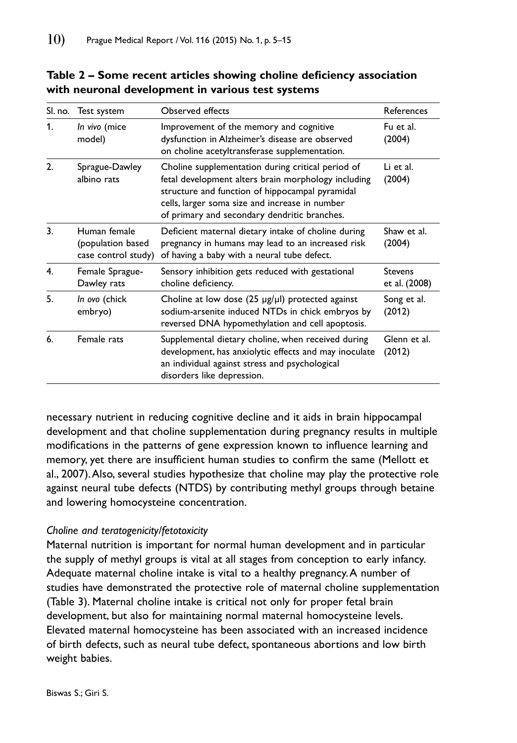**Table 2 – Some recent articles showing choline deficiency association with neuronal development in various test systems**

| Sl. no. | Test system | Observed effects | References |
|---|---|---|---|
| 1. | *In vivo* (mice model) | Improvement of the memory and cognitive dysfunction in Alzheimer's disease are observed on choline acetyltransferase supplementation. | Fu et al. (2004) |
| 2. | Sprague-Dawley albino rats | Choline supplementation during critical period of fetal development alters brain morphology including structure and function of hippocampal pyramidal cells, larger soma size and increase in number of primary and secondary dendritic branches. | Li et al. (2004) |
| 3. | Human female (population based case control study) | Deficient maternal dietary intake of choline during pregnancy in humans may lead to an increased risk of having a baby with a neural tube defect. | Shaw et al. (2004) |
| 4. | Female Sprague-Dawley rats | Sensory inhibition gets reduced with gestational choline deficiency. | Stevens et al. (2008) |
| 5. | *In ovo* (chick embryo) | Choline at low dose (25 μg/μl) protected against sodium-arsenite induced NTDs in chick embryos by reversed DNA hypomethylation and cell apoptosis. | Song et al. (2012) |
| 6. | Female rats | Supplemental dietary choline, when received during development, has anxiolytic effects and may inoculate an individual against stress and psychological disorders like depression. | Glenn et al. (2012) |

necessary nutrient in reducing cognitive decline and it aids in brain hippocampal development and that choline supplementation during pregnancy results in multiple modifications in the patterns of gene expression known to influence learning and memory, yet there are insufficient human studies to confirm the same (Mellott et al., 2007). Also, several studies hypothesize that choline may play the protective role against neural tube defects (NTDS) by contributing methyl groups through betaine and lowering homocysteine concentration.

*Choline and teratogenicity/fetotoxicity*

Maternal nutrition is important for normal human development and in particular the supply of methyl groups is vital at all stages from conception to early infancy. Adequate maternal choline intake is vital to a healthy pregnancy. A number of studies have demonstrated the protective role of maternal choline supplementation (Table 3). Maternal choline intake is critical not only for proper fetal brain development, but also for maintaining normal maternal homocysteine levels. Elevated maternal homocysteine has been associated with an increased incidence of birth defects, such as neural tube defect, spontaneous abortions and low birth weight babies.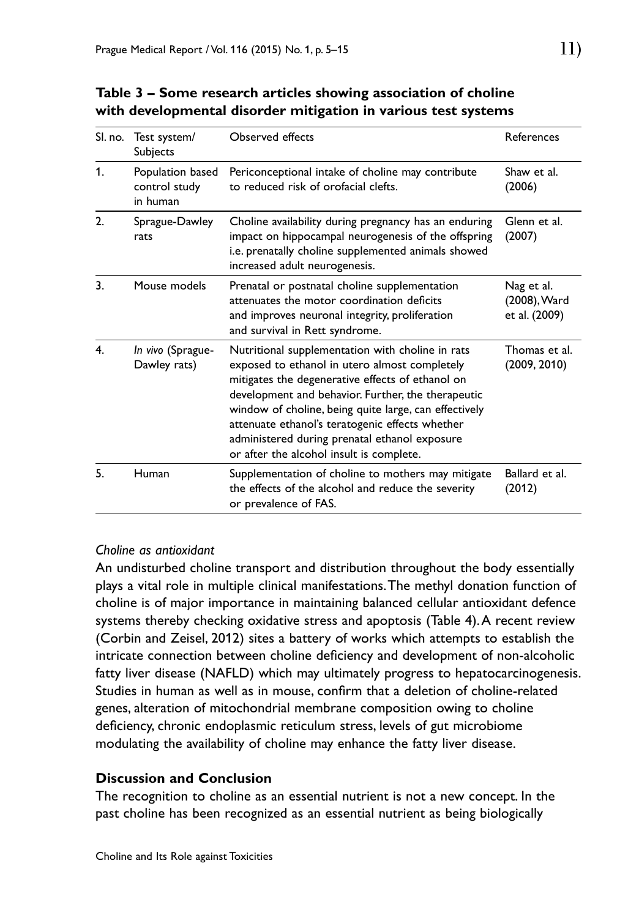**Table 3 – Some research articles showing association of choline with developmental disorder mitigation in various test systems**

| Sl. no. | Test system/ Subjects | Observed effects | References |
|---|---|---|---|
| 1. | Population based control study in human | Periconceptional intake of choline may contribute to reduced risk of orofacial clefts. | Shaw et al. (2006) |
| 2. | Sprague-Dawley rats | Choline availability during pregnancy has an enduring impact on hippocampal neurogenesis of the offspring i.e. prenatally choline supplemented animals showed increased adult neurogenesis. | Glenn et al. (2007) |
| 3. | Mouse models | Prenatal or postnatal choline supplementation attenuates the motor coordination deficits and improves neuronal integrity, proliferation and survival in Rett syndrome. | Nag et al. (2008), Ward et al. (2009) |
| 4. | *In vivo* (Sprague-Dawley rats) | Nutritional supplementation with choline in rats exposed to ethanol in utero almost completely mitigates the degenerative effects of ethanol on development and behavior. Further, the therapeutic window of choline, being quite large, can effectively attenuate ethanol's teratogenic effects whether administered during prenatal ethanol exposure or after the alcohol insult is complete. | Thomas et al. (2009, 2010) |
| 5. | Human | Supplementation of choline to mothers may mitigate the effects of the alcohol and reduce the severity or prevalence of FAS. | Ballard et al. (2012) |

*Choline as antioxidant*

An undisturbed choline transport and distribution throughout the body essentially plays a vital role in multiple clinical manifestations. The methyl donation function of choline is of major importance in maintaining balanced cellular antioxidant defence systems thereby checking oxidative stress and apoptosis (Table 4). A recent review (Corbin and Zeisel, 2012) sites a battery of works which attempts to establish the intricate connection between choline deficiency and development of non-alcoholic fatty liver disease (NAFLD) which may ultimately progress to hepatocarcinogenesis. Studies in human as well as in mouse, confirm that a deletion of choline-related genes, alteration of mitochondrial membrane composition owing to choline deficiency, chronic endoplasmic reticulum stress, levels of gut microbiome modulating the availability of choline may enhance the fatty liver disease.

## Discussion and Conclusion

The recognition to choline as an essential nutrient is not a new concept. In the past choline has been recognized as an essential nutrient as being biologically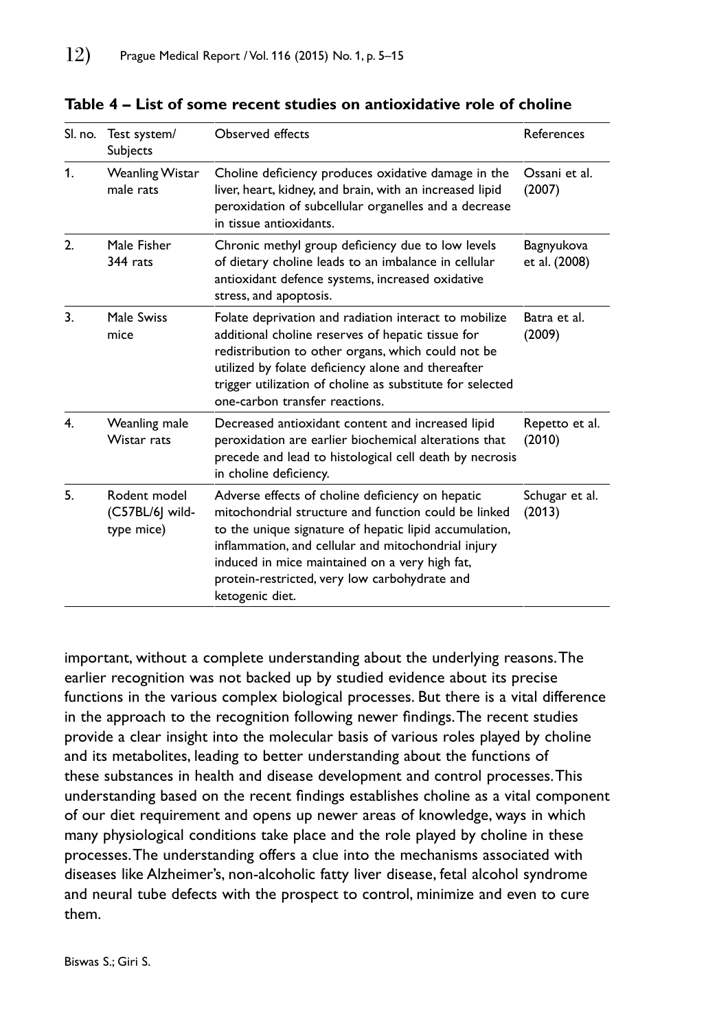**Table 4 – List of some recent studies on antioxidative role of choline**

| Sl. no. | Test system/ Subjects | Observed effects | References |
|---|---|---|---|
| 1. | Weanling Wistar male rats | Choline deficiency produces oxidative damage in the liver, heart, kidney, and brain, with an increased lipid peroxidation of subcellular organelles and a decrease in tissue antioxidants. | Ossani et al. (2007) |
| 2. | Male Fisher 344 rats | Chronic methyl group deficiency due to low levels of dietary choline leads to an imbalance in cellular antioxidant defence systems, increased oxidative stress, and apoptosis. | Bagnyukova et al. (2008) |
| 3. | Male Swiss mice | Folate deprivation and radiation interact to mobilize additional choline reserves of hepatic tissue for redistribution to other organs, which could not be utilized by folate deficiency alone and thereafter trigger utilization of choline as substitute for selected one-carbon transfer reactions. | Batra et al. (2009) |
| 4. | Weanling male Wistar rats | Decreased antioxidant content and increased lipid peroxidation are earlier biochemical alterations that precede and lead to histological cell death by necrosis in choline deficiency. | Repetto et al. (2010) |
| 5. | Rodent model (C57BL/6J wild-type mice) | Adverse effects of choline deficiency on hepatic mitochondrial structure and function could be linked to the unique signature of hepatic lipid accumulation, inflammation, and cellular and mitochondrial injury induced in mice maintained on a very high fat, protein-restricted, very low carbohydrate and ketogenic diet. | Schugar et al. (2013) |

important, without a complete understanding about the underlying reasons. The earlier recognition was not backed up by studied evidence about its precise functions in the various complex biological processes. But there is a vital difference in the approach to the recognition following newer findings. The recent studies provide a clear insight into the molecular basis of various roles played by choline and its metabolites, leading to better understanding about the functions of these substances in health and disease development and control processes. This understanding based on the recent findings establishes choline as a vital component of our diet requirement and opens up newer areas of knowledge, ways in which many physiological conditions take place and the role played by choline in these processes. The understanding offers a clue into the mechanisms associated with diseases like Alzheimer's, non-alcoholic fatty liver disease, fetal alcohol syndrome and neural tube defects with the prospect to control, minimize and even to cure them.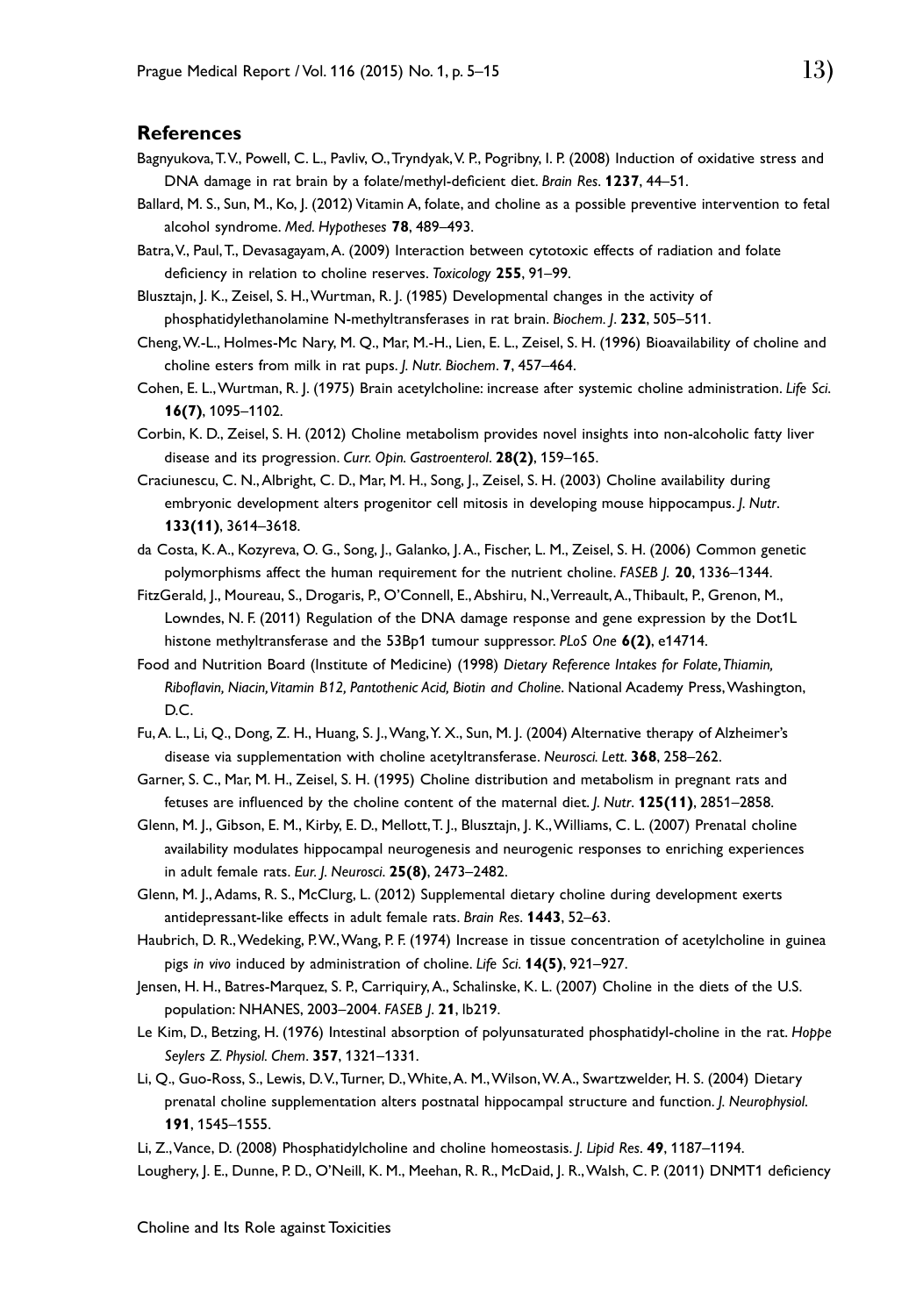## References

Bagnyukova, T. V., Powell, C. L., Pavliv, O., Tryndyak, V. P., Pogribny, I. P. (2008) Induction of oxidative stress and DNA damage in rat brain by a folate/methyl-deficient diet. *Brain Res.* **1237**, 44–51.

Ballard, M. S., Sun, M., Ko, J. (2012) Vitamin A, folate, and choline as a possible preventive intervention to fetal alcohol syndrome. *Med. Hypotheses* **78**, 489–493.

Batra, V., Paul, T., Devasagayam, A. (2009) Interaction between cytotoxic effects of radiation and folate deficiency in relation to choline reserves. *Toxicology* **255**, 91–99.

Blusztajn, J. K., Zeisel, S. H., Wurtman, R. J. (1985) Developmental changes in the activity of phosphatidylethanolamine N-methyltransferases in rat brain. *Biochem. J.* **232**, 505–511.

Cheng, W.-L., Holmes-Mc Nary, M. Q., Mar, M.-H., Lien, E. L., Zeisel, S. H. (1996) Bioavailability of choline and choline esters from milk in rat pups. *J. Nutr. Biochem.* **7**, 457–464.

Cohen, E. L., Wurtman, R. J. (1975) Brain acetylcholine: increase after systemic choline administration. *Life Sci.* **16(7)**, 1095–1102.

Corbin, K. D., Zeisel, S. H. (2012) Choline metabolism provides novel insights into non-alcoholic fatty liver disease and its progression. *Curr. Opin. Gastroenterol.* **28(2)**, 159–165.

Craciunescu, C. N., Albright, C. D., Mar, M. H., Song, J., Zeisel, S. H. (2003) Choline availability during embryonic development alters progenitor cell mitosis in developing mouse hippocampus. *J. Nutr.* **133(11)**, 3614–3618.

da Costa, K. A., Kozyreva, O. G., Song, J., Galanko, J. A., Fischer, L. M., Zeisel, S. H. (2006) Common genetic polymorphisms affect the human requirement for the nutrient choline. *FASEB J.* **20**, 1336–1344.

FitzGerald, J., Moureau, S., Drogaris, P., O'Connell, E., Abshiru, N., Verreault, A., Thibault, P., Grenon, M., Lowndes, N. F. (2011) Regulation of the DNA damage response and gene expression by the Dot1L histone methyltransferase and the 53Bp1 tumour suppressor. *PLoS One* **6(2)**, e14714.

Food and Nutrition Board (Institute of Medicine) (1998) *Dietary Reference Intakes for Folate, Thiamin, Riboflavin, Niacin, Vitamin B12, Pantothenic Acid, Biotin and Choline*. National Academy Press, Washington, D.C.

Fu, A. L., Li, Q., Dong, Z. H., Huang, S. J., Wang, Y. X., Sun, M. J. (2004) Alternative therapy of Alzheimer's disease via supplementation with choline acetyltransferase. *Neurosci. Lett.* **368**, 258–262.

Garner, S. C., Mar, M. H., Zeisel, S. H. (1995) Choline distribution and metabolism in pregnant rats and fetuses are influenced by the choline content of the maternal diet. *J. Nutr.* **125(11)**, 2851–2858.

Glenn, M. J., Gibson, E. M., Kirby, E. D., Mellott, T. J., Blusztajn, J. K., Williams, C. L. (2007) Prenatal choline availability modulates hippocampal neurogenesis and neurogenic responses to enriching experiences in adult female rats. *Eur. J. Neurosci.* **25(8)**, 2473–2482.

Glenn, M. J., Adams, R. S., McClurg, L. (2012) Supplemental dietary choline during development exerts antidepressant-like effects in adult female rats. *Brain Res.* **1443**, 52–63.

Haubrich, D. R., Wedeking, P. W., Wang, P. F. (1974) Increase in tissue concentration of acetylcholine in guinea pigs *in vivo* induced by administration of choline. *Life Sci.* **14(5)**, 921–927.

Jensen, H. H., Batres-Marquez, S. P., Carriquiry, A., Schalinske, K. L. (2007) Choline in the diets of the U.S. population: NHANES, 2003–2004. *FASEB J.* **21**, lb219.

Le Kim, D., Betzing, H. (1976) Intestinal absorption of polyunsaturated phosphatidyl-choline in the rat. *Hoppe Seylers Z. Physiol. Chem.* **357**, 1321–1331.

Li, Q., Guo-Ross, S., Lewis, D. V., Turner, D., White, A. M., Wilson, W. A., Swartzwelder, H. S. (2004) Dietary prenatal choline supplementation alters postnatal hippocampal structure and function. *J. Neurophysiol.* **191**, 1545–1555.

Li, Z., Vance, D. (2008) Phosphatidylcholine and choline homeostasis. *J. Lipid Res.* **49**, 1187–1194.

Loughery, J. E., Dunne, P. D., O'Neill, K. M., Meehan, R. R., McDaid, J. R., Walsh, C. P. (2011) DNMT1 deficiency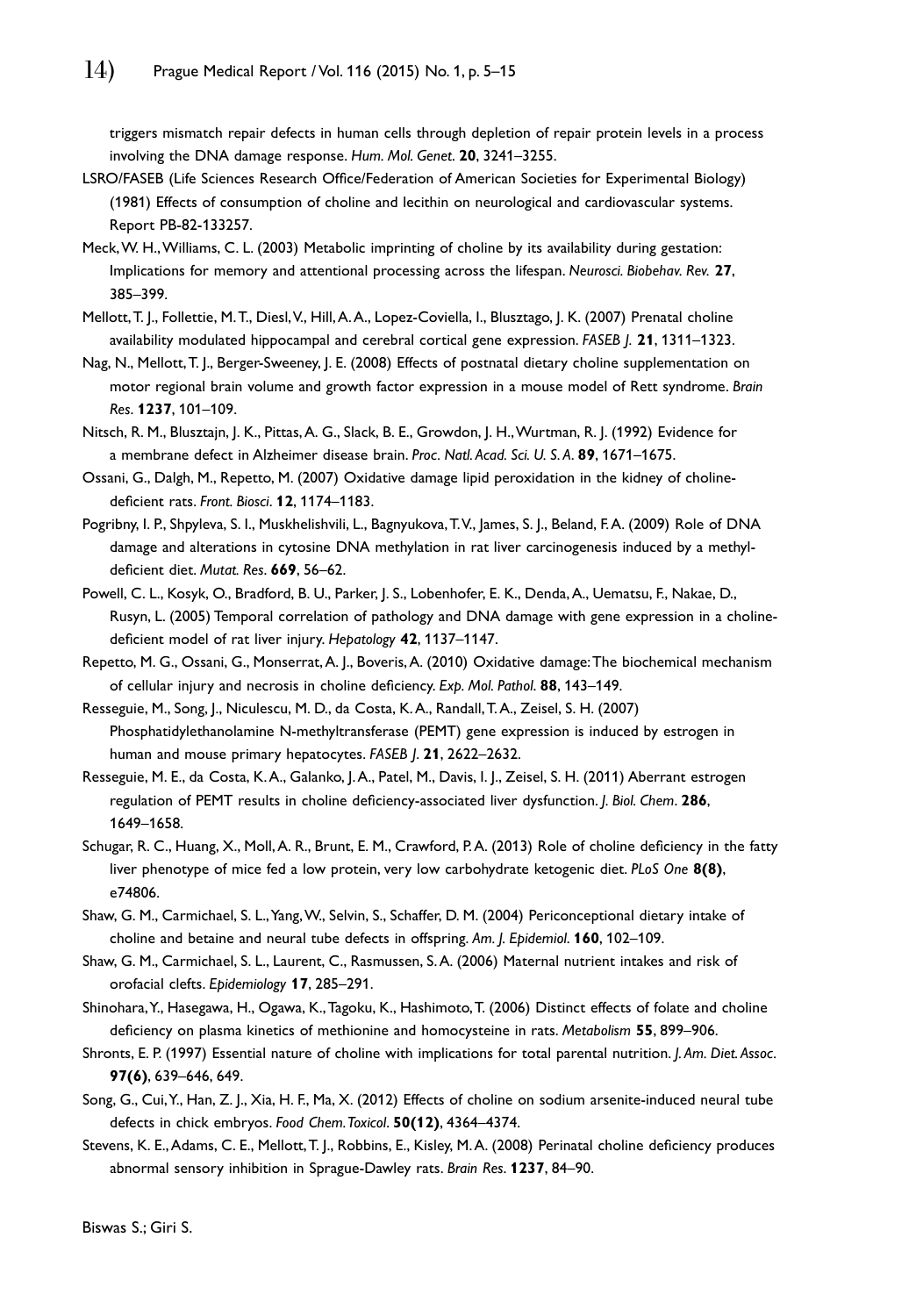triggers mismatch repair defects in human cells through depletion of repair protein levels in a process involving the DNA damage response. *Hum. Mol. Genet.* **20**, 3241–3255.

LSRO/FASEB (Life Sciences Research Office/Federation of American Societies for Experimental Biology) (1981) Effects of consumption of choline and lecithin on neurological and cardiovascular systems. Report PB-82-133257.

Meck, W. H., Williams, C. L. (2003) Metabolic imprinting of choline by its availability during gestation: Implications for memory and attentional processing across the lifespan. *Neurosci. Biobehav. Rev.* **27**, 385–399.

Mellott, T. J., Follettie, M. T., Diesl, V., Hill, A. A., Lopez-Coviella, I., Blusztago, J. K. (2007) Prenatal choline availability modulated hippocampal and cerebral cortical gene expression. *FASEB J.* **21**, 1311–1323.

Nag, N., Mellott, T. J., Berger-Sweeney, J. E. (2008) Effects of postnatal dietary choline supplementation on motor regional brain volume and growth factor expression in a mouse model of Rett syndrome. *Brain Res.* **1237**, 101–109.

Nitsch, R. M., Blusztajn, J. K., Pittas, A. G., Slack, B. E., Growdon, J. H., Wurtman, R. J. (1992) Evidence for a membrane defect in Alzheimer disease brain. *Proc. Natl. Acad. Sci. U. S. A.* **89**, 1671–1675.

Ossani, G., Dalgh, M., Repetto, M. (2007) Oxidative damage lipid peroxidation in the kidney of choline-deficient rats. *Front. Biosci.* **12**, 1174–1183.

Pogribny, I. P., Shpyleva, S. I., Muskhelishvili, L., Bagnyukova, T. V., James, S. J., Beland, F. A. (2009) Role of DNA damage and alterations in cytosine DNA methylation in rat liver carcinogenesis induced by a methyl-deficient diet. *Mutat. Res.* **669**, 56–62.

Powell, C. L., Kosyk, O., Bradford, B. U., Parker, J. S., Lobenhofer, E. K., Denda, A., Uematsu, F., Nakae, D., Rusyn, L. (2005) Temporal correlation of pathology and DNA damage with gene expression in a choline-deficient model of rat liver injury. *Hepatology* **42**, 1137–1147.

Repetto, M. G., Ossani, G., Monserrat, A. J., Boveris, A. (2010) Oxidative damage: The biochemical mechanism of cellular injury and necrosis in choline deficiency. *Exp. Mol. Pathol.* **88**, 143–149.

Resseguie, M., Song, J., Niculescu, M. D., da Costa, K. A., Randall, T. A., Zeisel, S. H. (2007) Phosphatidylethanolamine N-methyltransferase (PEMT) gene expression is induced by estrogen in human and mouse primary hepatocytes. *FASEB J.* **21**, 2622–2632.

Resseguie, M. E., da Costa, K. A., Galanko, J. A., Patel, M., Davis, I. J., Zeisel, S. H. (2011) Aberrant estrogen regulation of PEMT results in choline deficiency-associated liver dysfunction. *J. Biol. Chem.* **286**, 1649–1658.

Schugar, R. C., Huang, X., Moll, A. R., Brunt, E. M., Crawford, P. A. (2013) Role of choline deficiency in the fatty liver phenotype of mice fed a low protein, very low carbohydrate ketogenic diet. *PLoS One* **8(8)**, e74806.

Shaw, G. M., Carmichael, S. L., Yang, W., Selvin, S., Schaffer, D. M. (2004) Periconceptional dietary intake of choline and betaine and neural tube defects in offspring. *Am. J. Epidemiol.* **160**, 102–109.

Shaw, G. M., Carmichael, S. L., Laurent, C., Rasmussen, S. A. (2006) Maternal nutrient intakes and risk of orofacial clefts. *Epidemiology* **17**, 285–291.

Shinohara, Y., Hasegawa, H., Ogawa, K., Tagoku, K., Hashimoto, T. (2006) Distinct effects of folate and choline deficiency on plasma kinetics of methionine and homocysteine in rats. *Metabolism* **55**, 899–906.

Shronts, E. P. (1997) Essential nature of choline with implications for total parental nutrition. *J. Am. Diet. Assoc.* **97(6)**, 639–646, 649.

Song, G., Cui, Y., Han, Z. J., Xia, H. F., Ma, X. (2012) Effects of choline on sodium arsenite-induced neural tube defects in chick embryos. *Food Chem. Toxicol.* **50(12)**, 4364–4374.

Stevens, K. E., Adams, C. E., Mellott, T. J., Robbins, E., Kisley, M. A. (2008) Perinatal choline deficiency produces abnormal sensory inhibition in Sprague-Dawley rats. *Brain Res.* **1237**, 84–90.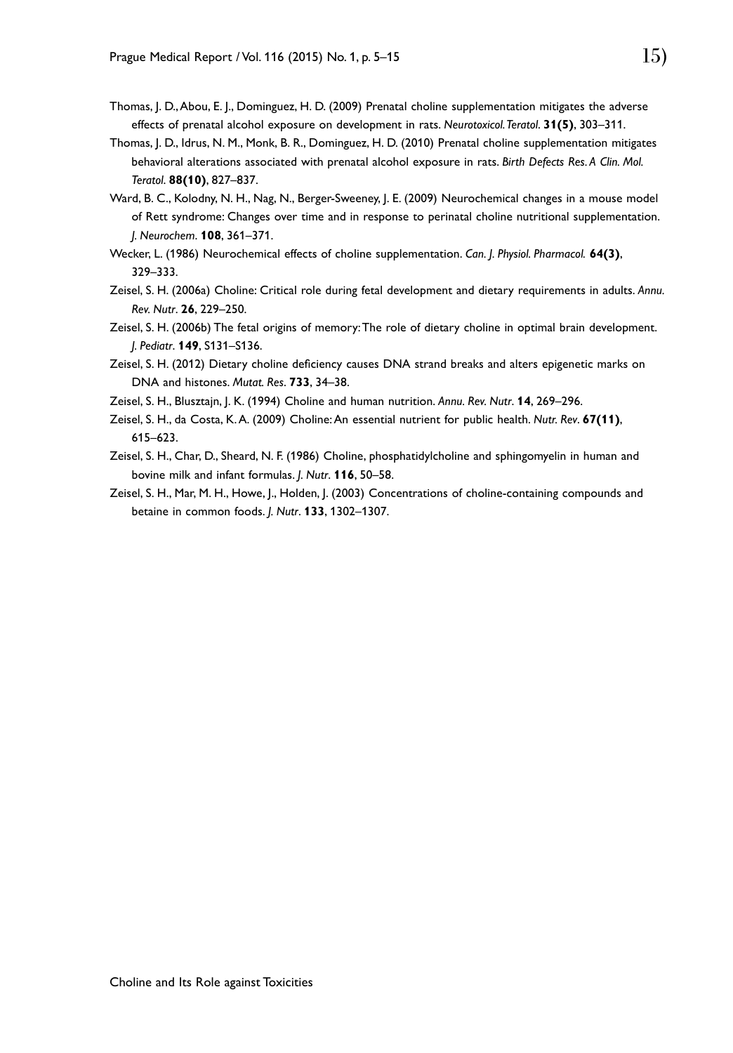Thomas, J. D., Abou, E. J., Dominguez, H. D. (2009) Prenatal choline supplementation mitigates the adverse effects of prenatal alcohol exposure on development in rats. *Neurotoxicol. Teratol.* **31(5)**, 303–311.

Thomas, J. D., Idrus, N. M., Monk, B. R., Dominguez, H. D. (2010) Prenatal choline supplementation mitigates behavioral alterations associated with prenatal alcohol exposure in rats. *Birth Defects Res. A Clin. Mol. Teratol.* **88(10)**, 827–837.

Ward, B. C., Kolodny, N. H., Nag, N., Berger-Sweeney, J. E. (2009) Neurochemical changes in a mouse model of Rett syndrome: Changes over time and in response to perinatal choline nutritional supplementation. *J. Neurochem.* **108**, 361–371.

Wecker, L. (1986) Neurochemical effects of choline supplementation. *Can. J. Physiol. Pharmacol.* **64(3)**, 329–333.

Zeisel, S. H. (2006a) Choline: Critical role during fetal development and dietary requirements in adults. *Annu. Rev. Nutr.* **26**, 229–250.

Zeisel, S. H. (2006b) The fetal origins of memory: The role of dietary choline in optimal brain development. *J. Pediatr.* **149**, S131–S136.

Zeisel, S. H. (2012) Dietary choline deficiency causes DNA strand breaks and alters epigenetic marks on DNA and histones. *Mutat. Res.* **733**, 34–38.

Zeisel, S. H., Blusztajn, J. K. (1994) Choline and human nutrition. *Annu. Rev. Nutr.* **14**, 269–296.

Zeisel, S. H., da Costa, K. A. (2009) Choline: An essential nutrient for public health. *Nutr. Rev.* **67(11)**, 615–623.

Zeisel, S. H., Char, D., Sheard, N. F. (1986) Choline, phosphatidylcholine and sphingomyelin in human and bovine milk and infant formulas. *J. Nutr.* **116**, 50–58.

Zeisel, S. H., Mar, M. H., Howe, J., Holden, J. (2003) Concentrations of choline-containing compounds and betaine in common foods. *J. Nutr.* **133**, 1302–1307.